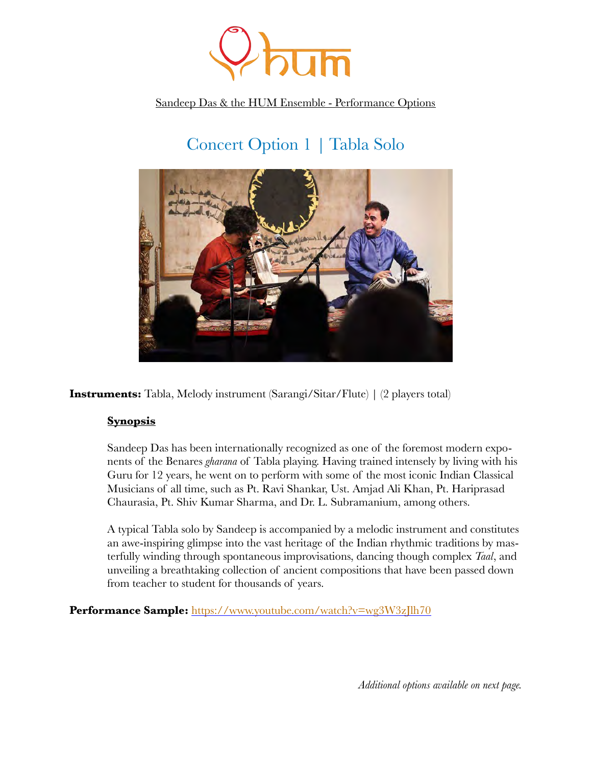hum

Sandeep Das & the HUM Ensemble - Performance Options

# Concert Option 1 | Tabla Solo

**Instruments:** Tabla, Melody instrument (Sarangi/Sitar/Flute) | (2 players total)

**Synopsis**

Sandeep Das has been internationally recognized as one of the foremost modern exponents of the Benares *gharana* of Tabla playing. Having trained intensely by living with his Guru for 12 years, he went on to perform with some of the most iconic Indian Classical Musicians of all time, such as Pt. Ravi Shankar, Ust. Amjad Ali Khan, Pt. Hariprasad Chaurasia, Pt. Shiv Kumar Sharma, and Dr. L. Subramanium, among others.

A typical Tabla solo by Sandeep is accompanied by a melodic instrument and constitutes an awe-inspiring glimpse into the vast heritage of the Indian rhythmic traditions by masterfully winding through spontaneous improvisations, dancing though complex *Taal*, and unveiling a breathtaking collection of ancient compositions that have been passed down from teacher to student for thousands of years.

**Performance Sample:** https://www.youtube.com/watch?v=wg3W3zJlh70

*Additional options available on next page.*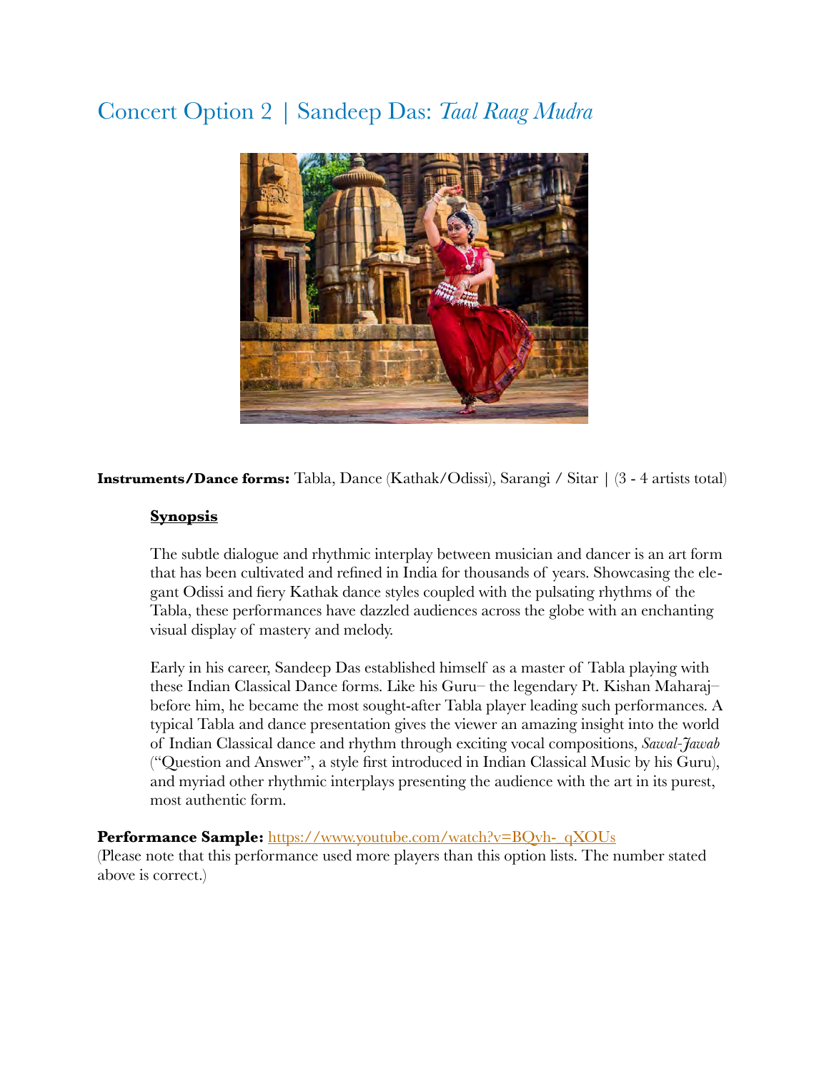# Concert Option 2 | Sandeep Das: *Taal Raag Mudra*

**Instruments/Dance forms:** Tabla, Dance (Kathak/Odissi), Sarangi / Sitar | (3 - 4 artists total)

## **Synopsis**

The subtle dialogue and rhythmic interplay between musician and dancer is an art form that has been cultivated and refined in India for thousands of years. Showcasing the elegant Odissi and fiery Kathak dance styles coupled with the pulsating rhythms of the Tabla, these performances have dazzled audiences across the globe with an enchanting visual display of mastery and melody.

Early in his career, Sandeep Das established himself as a master of Tabla playing with these Indian Classical Dance forms. Like his Guru– the legendary Pt. Kishan Maharaj– before him, he became the most sought-after Tabla player leading such performances. A typical Tabla and dance presentation gives the viewer an amazing insight into the world of Indian Classical dance and rhythm through exciting vocal compositions, *Sawal-Jawab* ("Question and Answer", a style first introduced in Indian Classical Music by his Guru), and myriad other rhythmic interplays presenting the audience with the art in its purest, most authentic form.

**Performance Sample:** https://www.youtube.com/watch?v=BQyh-_qXOUs
(Please note that this performance used more players than this option lists. The number stated above is correct.)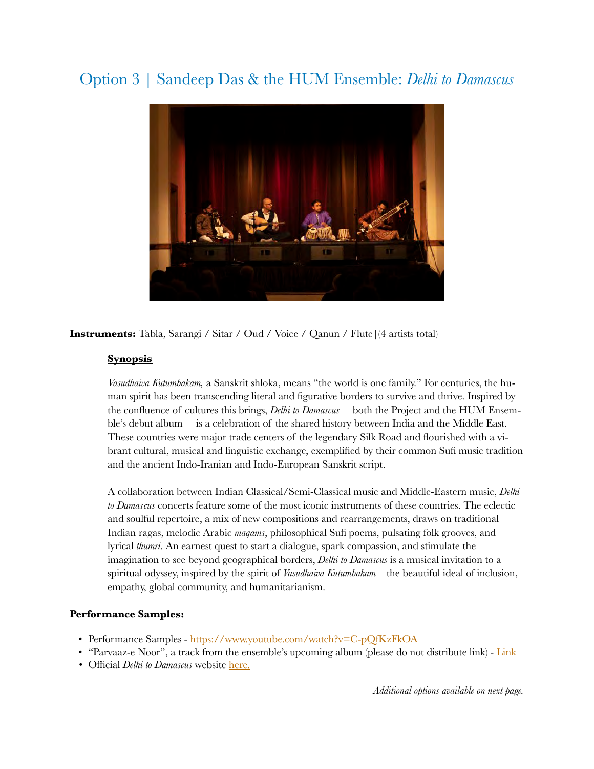# Option 3 | Sandeep Das & the HUM Ensemble: *Delhi to Damascus*

**Instruments:** Tabla, Sarangi / Sitar / Oud / Voice / Qanun / Flute|(4 artists total)

**Synopsis**

*Vasudhaiva Kutumbakam,* a Sanskrit shloka, means "the world is one family." For centuries, the human spirit has been transcending literal and figurative borders to survive and thrive. Inspired by the confluence of cultures this brings, *Delhi to Damascus*— both the Project and the HUM Ensemble's debut album— is a celebration of the shared history between India and the Middle East. These countries were major trade centers of the legendary Silk Road and flourished with a vibrant cultural, musical and linguistic exchange, exemplified by their common Sufi music tradition and the ancient Indo-Iranian and Indo-European Sanskrit script.

A collaboration between Indian Classical/Semi-Classical music and Middle-Eastern music, *Delhi to Damascus* concerts feature some of the most iconic instruments of these countries. The eclectic and soulful repertoire, a mix of new compositions and rearrangements, draws on traditional Indian ragas, melodic Arabic *maqams*, philosophical Sufi poems, pulsating folk grooves, and lyrical *thumri*. An earnest quest to start a dialogue, spark compassion, and stimulate the imagination to see beyond geographical borders, *Delhi to Damascus* is a musical invitation to a spiritual odyssey, inspired by the spirit of *Vasudhaiva Kutumbakam*—the beautiful ideal of inclusion, empathy, global community, and humanitarianism.

**Performance Samples:**

- Performance Samples - https://www.youtube.com/watch?v=C-pQfKzFkOA
- "Parvaaz-e Noor", a track from the ensemble's upcoming album (please do not distribute link) - Link
- Official *Delhi to Damascus* website here.

*Additional options available on next page.*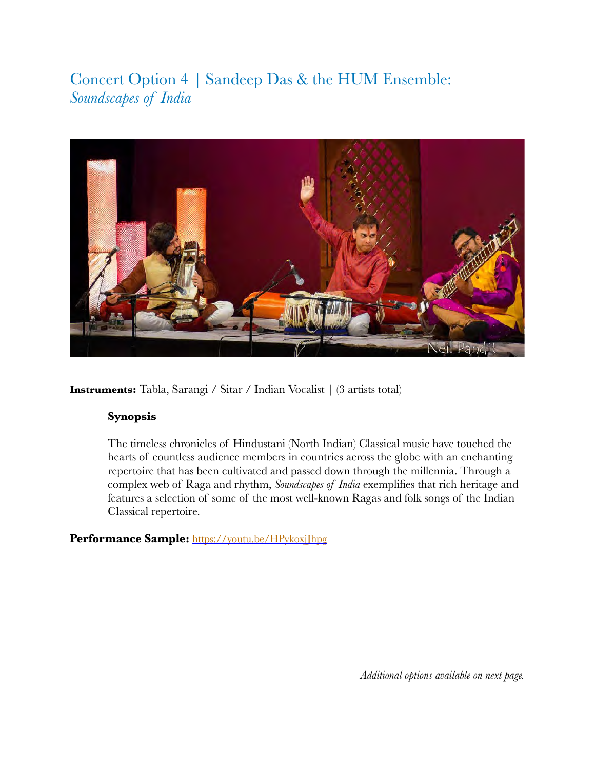# Concert Option 4 | Sandeep Das & the HUM Ensemble: *Soundscapes of India*

**Instruments:** Tabla, Sarangi / Sitar / Indian Vocalist | (3 artists total)

**Synopsis**

The timeless chronicles of Hindustani (North Indian) Classical music have touched the hearts of countless audience members in countries across the globe with an enchanting repertoire that has been cultivated and passed down through the millennia. Through a complex web of Raga and rhythm, *Soundscapes of India* exemplifies that rich heritage and features a selection of some of the most well-known Ragas and folk songs of the Indian Classical repertoire.

**Performance Sample:** [https://youtu.be/HPykoxjJhpg](https://youtu.be/HPykoxjJhpg)

*Additional options available on next page.*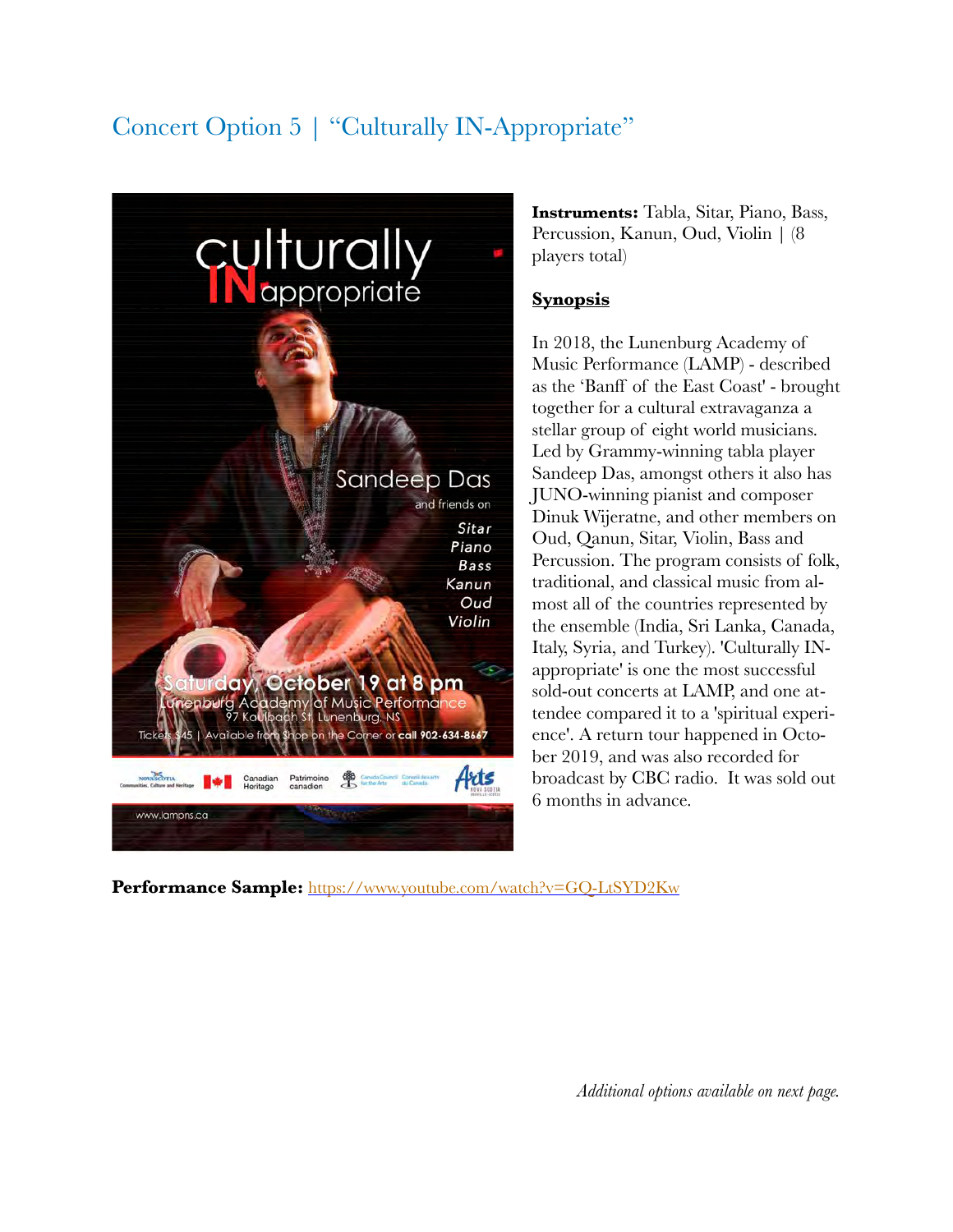# Concert Option 5 | "Culturally IN-Appropriate"

**Instruments:** Tabla, Sitar, Piano, Bass, Percussion, Kanun, Oud, Violin | (8 players total)

**Synopsis**

In 2018, the Lunenburg Academy of Music Performance (LAMP) - described as the 'Banff of the East Coast' - brought together for a cultural extravaganza a stellar group of eight world musicians. Led by Grammy-winning tabla player Sandeep Das, amongst others it also has JUNO-winning pianist and composer Dinuk Wijeratne, and other members on Oud, Qanun, Sitar, Violin, Bass and Percussion. The program consists of folk, traditional, and classical music from almost all of the countries represented by the ensemble (India, Sri Lanka, Canada, Italy, Syria, and Turkey). 'Culturally IN-appropriate' is one the most successful sold-out concerts at LAMP, and one attendee compared it to a 'spiritual experience'. A return tour happened in October 2019, and was also recorded for broadcast by CBC radio. It was sold out 6 months in advance.

**Performance Sample:** https://www.youtube.com/watch?v=GQ-LtSYD2Kw

*Additional options available on next page.*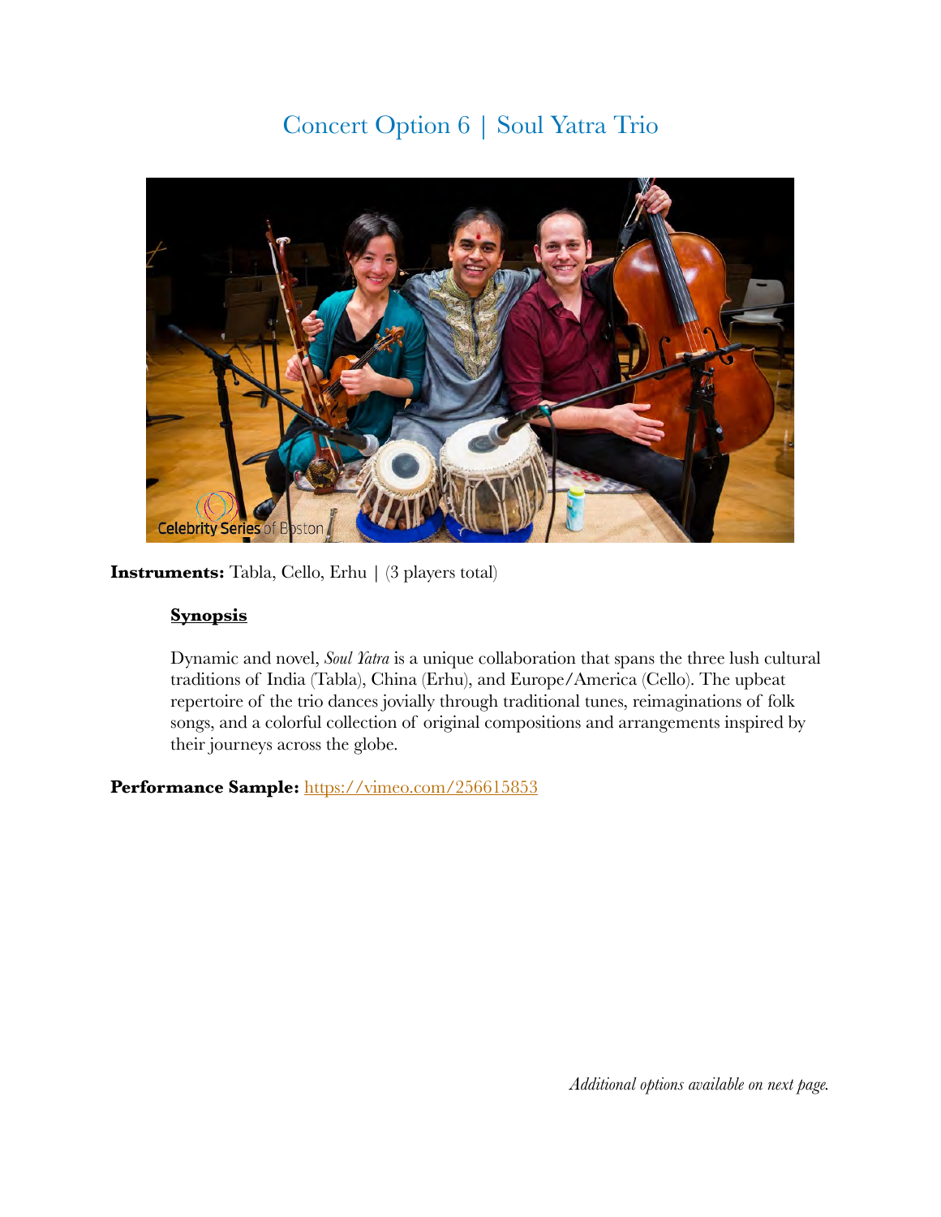# Concert Option 6 | Soul Yatra Trio

**Instruments:** Tabla, Cello, Erhu | (3 players total)

**Synopsis**

Dynamic and novel, *Soul Yatra* is a unique collaboration that spans the three lush cultural traditions of India (Tabla), China (Erhu), and Europe/America (Cello). The upbeat repertoire of the trio dances jovially through traditional tunes, reimaginations of folk songs, and a colorful collection of original compositions and arrangements inspired by their journeys across the globe.

**Performance Sample:** https://vimeo.com/256615853

*Additional options available on next page.*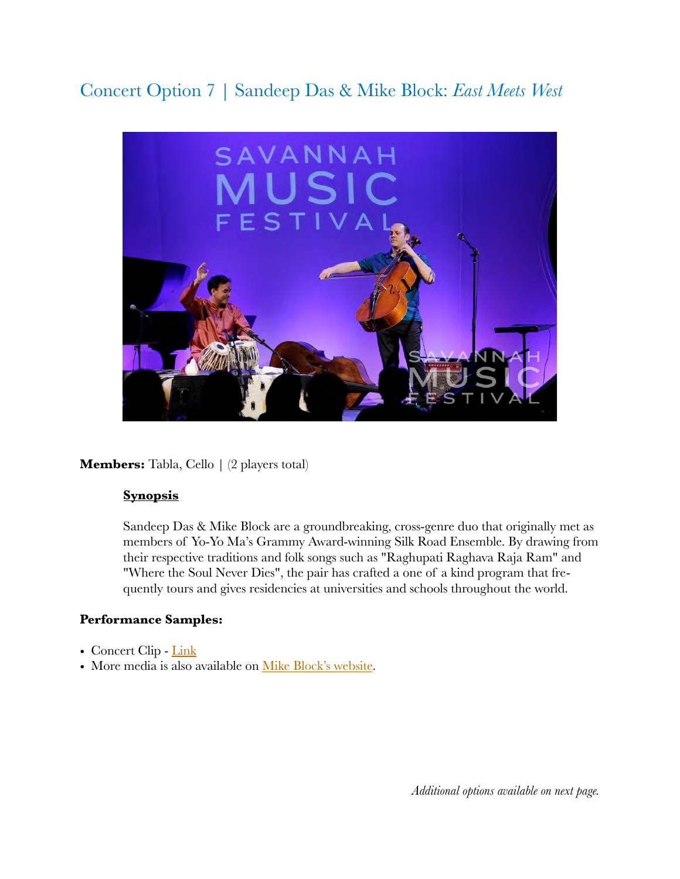# Concert Option 7 | Sandeep Das & Mike Block: *East Meets West*

**Members:** Tabla, Cello | (2 players total)

**Synopsis**

Sandeep Das & Mike Block are a groundbreaking, cross-genre duo that originally met as members of Yo-Yo Ma's Grammy Award-winning Silk Road Ensemble. By drawing from their respective traditions and folk songs such as "Raghupati Raghava Raja Ram" and "Where the Soul Never Dies", the pair has crafted a one of a kind program that frequently tours and gives residencies at universities and schools throughout the world.

**Performance Samples:**

- Concert Clip - Link
- More media is also available on Mike Block's website.

*Additional options available on next page.*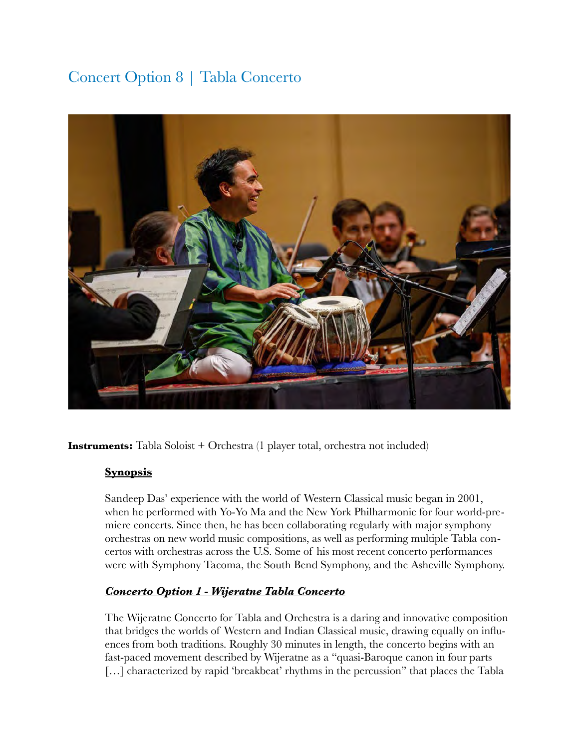# Concert Option 8 | Tabla Concerto

**Instruments:** Tabla Soloist + Orchestra (1 player total, orchestra not included)

**Synopsis**

Sandeep Das' experience with the world of Western Classical music began in 2001, when he performed with Yo-Yo Ma and the New York Philharmonic for four world-premiere concerts. Since then, he has been collaborating regularly with major symphony orchestras on new world music compositions, as well as performing multiple Tabla concertos with orchestras across the U.S. Some of his most recent concerto performances were with Symphony Tacoma, the South Bend Symphony, and the Asheville Symphony.

***Concerto Option 1 - Wijeratne Tabla Concerto***

The Wijeratne Concerto for Tabla and Orchestra is a daring and innovative composition that bridges the worlds of Western and Indian Classical music, drawing equally on influences from both traditions. Roughly 30 minutes in length, the concerto begins with an fast-paced movement described by Wijeratne as a "quasi-Baroque canon in four parts […] characterized by rapid 'breakbeat' rhythms in the percussion" that places the Tabla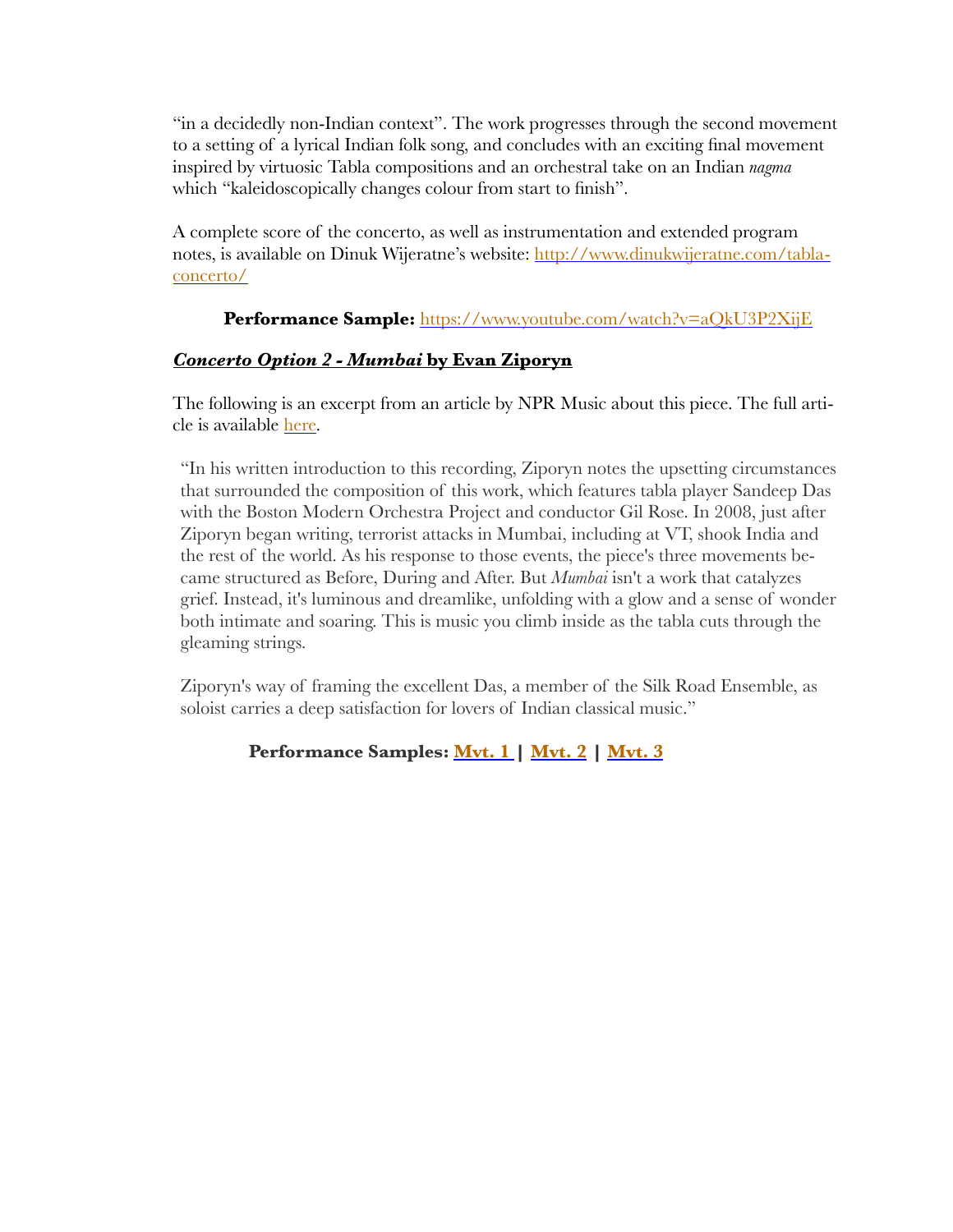"in a decidedly non-Indian context". The work progresses through the second movement to a setting of a lyrical Indian folk song, and concludes with an exciting final movement inspired by virtuosic Tabla compositions and an orchestral take on an Indian *nagma* which "kaleidoscopically changes colour from start to finish".

A complete score of the concerto, as well as instrumentation and extended program notes, is available on Dinuk Wijeratne's website: [http://www.dinukwijeratne.com/tabla-concerto/](http://www.dinukwijeratne.com/tabla-concerto/)

**Performance Sample:** [https://www.youtube.com/watch?v=aQkU3P2XijE](https://www.youtube.com/watch?v=aQkU3P2XijE)

### ***Concerto Option 2 - Mumbai* by Evan Ziporyn**

The following is an excerpt from an article by NPR Music about this piece. The full article is available here.

> "In his written introduction to this recording, Ziporyn notes the upsetting circumstances that surrounded the composition of this work, which features tabla player Sandeep Das with the Boston Modern Orchestra Project and conductor Gil Rose. In 2008, just after Ziporyn began writing, terrorist attacks in Mumbai, including at VT, shook India and the rest of the world. As his response to those events, the piece's three movements became structured as Before, During and After. But *Mumbai* isn't a work that catalyzes grief. Instead, it's luminous and dreamlike, unfolding with a glow and a sense of wonder both intimate and soaring. This is music you climb inside as the tabla cuts through the gleaming strings.
>
> Ziporyn's way of framing the excellent Das, a member of the Silk Road Ensemble, as soloist carries a deep satisfaction for lovers of Indian classical music."

**Performance Samples: Mvt. 1 | Mvt. 2 | Mvt. 3**